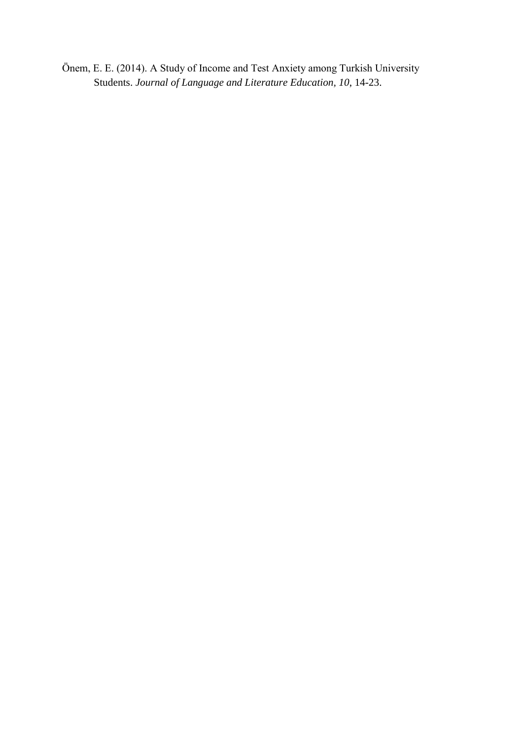Önem, E. E. (2014). A Study of Income and Test Anxiety among Turkish University Students. *Journal of Language and Literature Education, 10*, 14-23.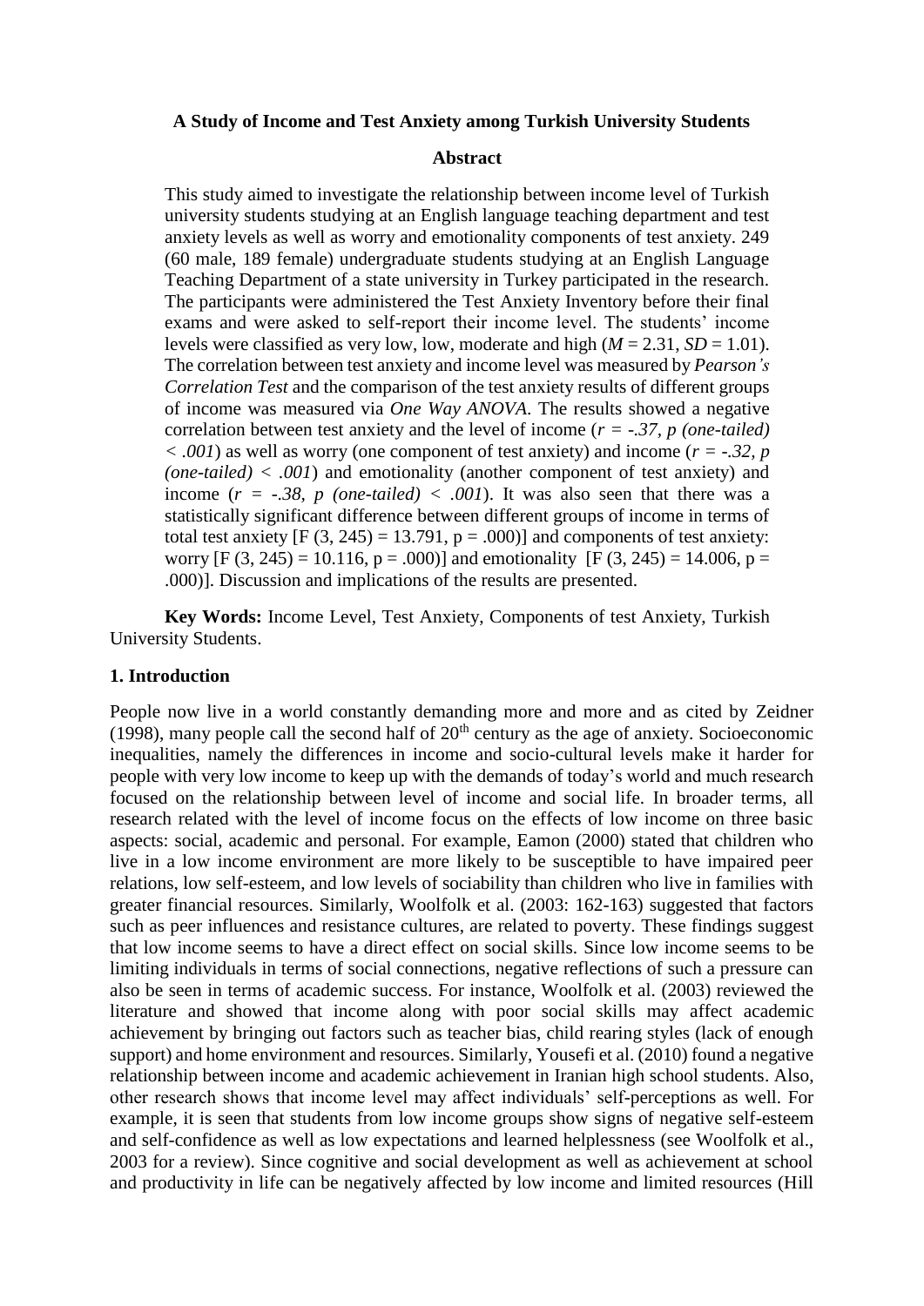**A Study of Income and Test Anxiety among Turkish University Students**

**Abstract**

This study aimed to investigate the relationship between income level of Turkish university students studying at an English language teaching department and test anxiety levels as well as worry and emotionality components of test anxiety. 249 (60 male, 189 female) undergraduate students studying at an English Language Teaching Department of a state university in Turkey participated in the research. The participants were administered the Test Anxiety Inventory before their final exams and were asked to self-report their income level. The students' income levels were classified as very low, low, moderate and high ($M = 2.31$, $SD = 1.01$). The correlation between test anxiety and income level was measured by *Pearson's Correlation Test* and the comparison of the test anxiety results of different groups of income was measured via *One Way ANOVA*. The results showed a negative correlation between test anxiety and the level of income ($r = -.37$, $p$ *(one-tailed)* $< .001$) as well as worry (one component of test anxiety) and income ($r = -.32$, $p$ *(one-tailed)* $< .001$) and emotionality (another component of test anxiety) and income ($r = -.38$, $p$ *(one-tailed)* $< .001$). It was also seen that there was a statistically significant difference between different groups of income in terms of total test anxiety [$F(3, 245) = 13.791$, $p = .000$)] and components of test anxiety: worry [$F(3, 245) = 10.116$, $p = .000$)] and emotionality [$F(3, 245) = 14.006$, $p = .000$)]. Discussion and implications of the results are presented.

**Key Words:** Income Level, Test Anxiety, Components of test Anxiety, Turkish University Students.

## 1. Introduction

People now live in a world constantly demanding more and more and as cited by Zeidner (1998), many people call the second half of 20th century as the age of anxiety. Socioeconomic inequalities, namely the differences in income and socio-cultural levels make it harder for people with very low income to keep up with the demands of today's world and much research focused on the relationship between level of income and social life. In broader terms, all research related with the level of income focus on the effects of low income on three basic aspects: social, academic and personal. For example, Eamon (2000) stated that children who live in a low income environment are more likely to be susceptible to have impaired peer relations, low self-esteem, and low levels of sociability than children who live in families with greater financial resources. Similarly, Woolfolk et al. (2003: 162-163) suggested that factors such as peer influences and resistance cultures, are related to poverty. These findings suggest that low income seems to have a direct effect on social skills. Since low income seems to be limiting individuals in terms of social connections, negative reflections of such a pressure can also be seen in terms of academic success. For instance, Woolfolk et al. (2003) reviewed the literature and showed that income along with poor social skills may affect academic achievement by bringing out factors such as teacher bias, child rearing styles (lack of enough support) and home environment and resources. Similarly, Yousefi et al. (2010) found a negative relationship between income and academic achievement in Iranian high school students. Also, other research shows that income level may affect individuals' self-perceptions as well. For example, it is seen that students from low income groups show signs of negative self-esteem and self-confidence as well as low expectations and learned helplessness (see Woolfolk et al., 2003 for a review). Since cognitive and social development as well as achievement at school and productivity in life can be negatively affected by low income and limited resources (Hill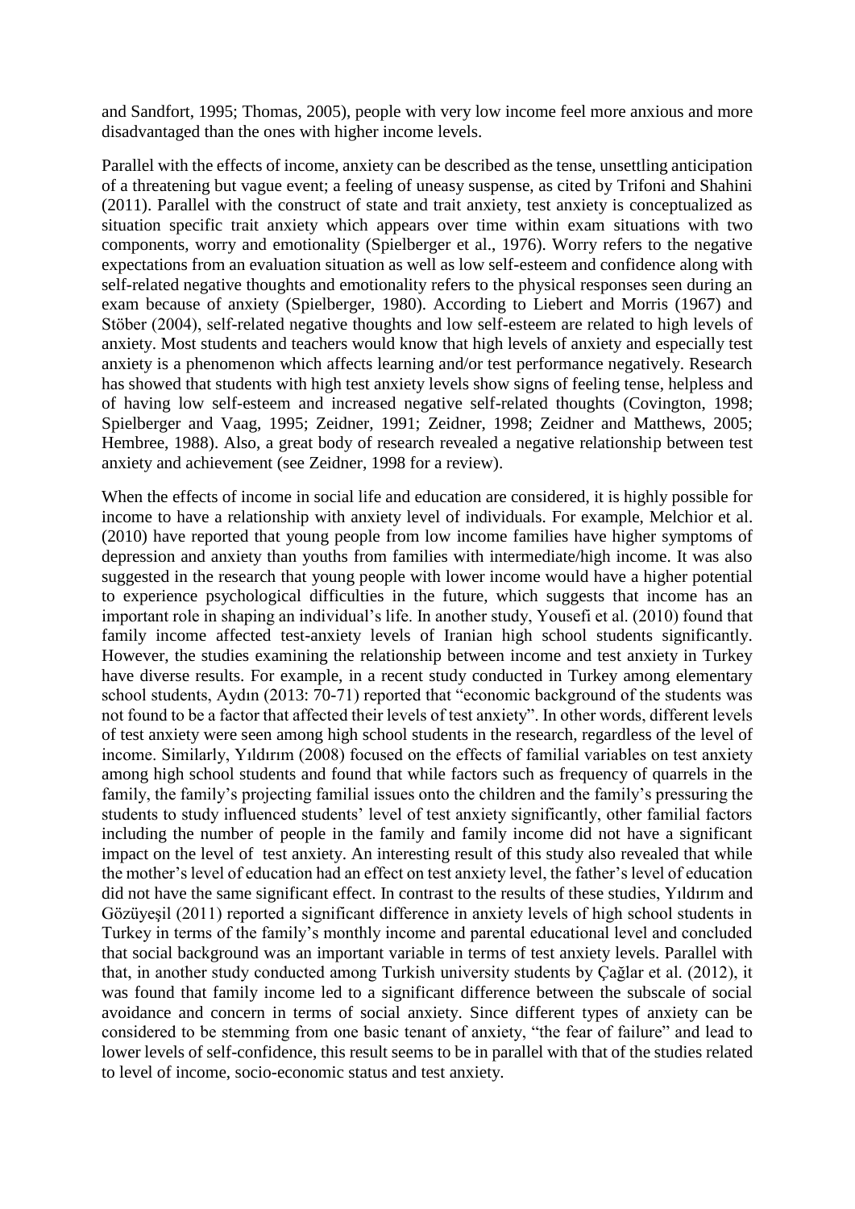and Sandfort, 1995; Thomas, 2005), people with very low income feel more anxious and more disadvantaged than the ones with higher income levels.

Parallel with the effects of income, anxiety can be described as the tense, unsettling anticipation of a threatening but vague event; a feeling of uneasy suspense, as cited by Trifoni and Shahini (2011). Parallel with the construct of state and trait anxiety, test anxiety is conceptualized as situation specific trait anxiety which appears over time within exam situations with two components, worry and emotionality (Spielberger et al., 1976). Worry refers to the negative expectations from an evaluation situation as well as low self-esteem and confidence along with self-related negative thoughts and emotionality refers to the physical responses seen during an exam because of anxiety (Spielberger, 1980). According to Liebert and Morris (1967) and Stöber (2004), self-related negative thoughts and low self-esteem are related to high levels of anxiety. Most students and teachers would know that high levels of anxiety and especially test anxiety is a phenomenon which affects learning and/or test performance negatively. Research has showed that students with high test anxiety levels show signs of feeling tense, helpless and of having low self-esteem and increased negative self-related thoughts (Covington, 1998; Spielberger and Vaag, 1995; Zeidner, 1991; Zeidner, 1998; Zeidner and Matthews, 2005; Hembree, 1988). Also, a great body of research revealed a negative relationship between test anxiety and achievement (see Zeidner, 1998 for a review).

When the effects of income in social life and education are considered, it is highly possible for income to have a relationship with anxiety level of individuals. For example, Melchior et al. (2010) have reported that young people from low income families have higher symptoms of depression and anxiety than youths from families with intermediate/high income. It was also suggested in the research that young people with lower income would have a higher potential to experience psychological difficulties in the future, which suggests that income has an important role in shaping an individual's life. In another study, Yousefi et al. (2010) found that family income affected test-anxiety levels of Iranian high school students significantly. However, the studies examining the relationship between income and test anxiety in Turkey have diverse results. For example, in a recent study conducted in Turkey among elementary school students, Aydın (2013: 70-71) reported that "economic background of the students was not found to be a factor that affected their levels of test anxiety". In other words, different levels of test anxiety were seen among high school students in the research, regardless of the level of income. Similarly, Yıldırım (2008) focused on the effects of familial variables on test anxiety among high school students and found that while factors such as frequency of quarrels in the family, the family's projecting familial issues onto the children and the family's pressuring the students to study influenced students' level of test anxiety significantly, other familial factors including the number of people in the family and family income did not have a significant impact on the level of test anxiety. An interesting result of this study also revealed that while the mother's level of education had an effect on test anxiety level, the father's level of education did not have the same significant effect. In contrast to the results of these studies, Yıldırım and Gözüyeşil (2011) reported a significant difference in anxiety levels of high school students in Turkey in terms of the family's monthly income and parental educational level and concluded that social background was an important variable in terms of test anxiety levels. Parallel with that, in another study conducted among Turkish university students by Çağlar et al. (2012), it was found that family income led to a significant difference between the subscale of social avoidance and concern in terms of social anxiety. Since different types of anxiety can be considered to be stemming from one basic tenant of anxiety, "the fear of failure" and lead to lower levels of self-confidence, this result seems to be in parallel with that of the studies related to level of income, socio-economic status and test anxiety.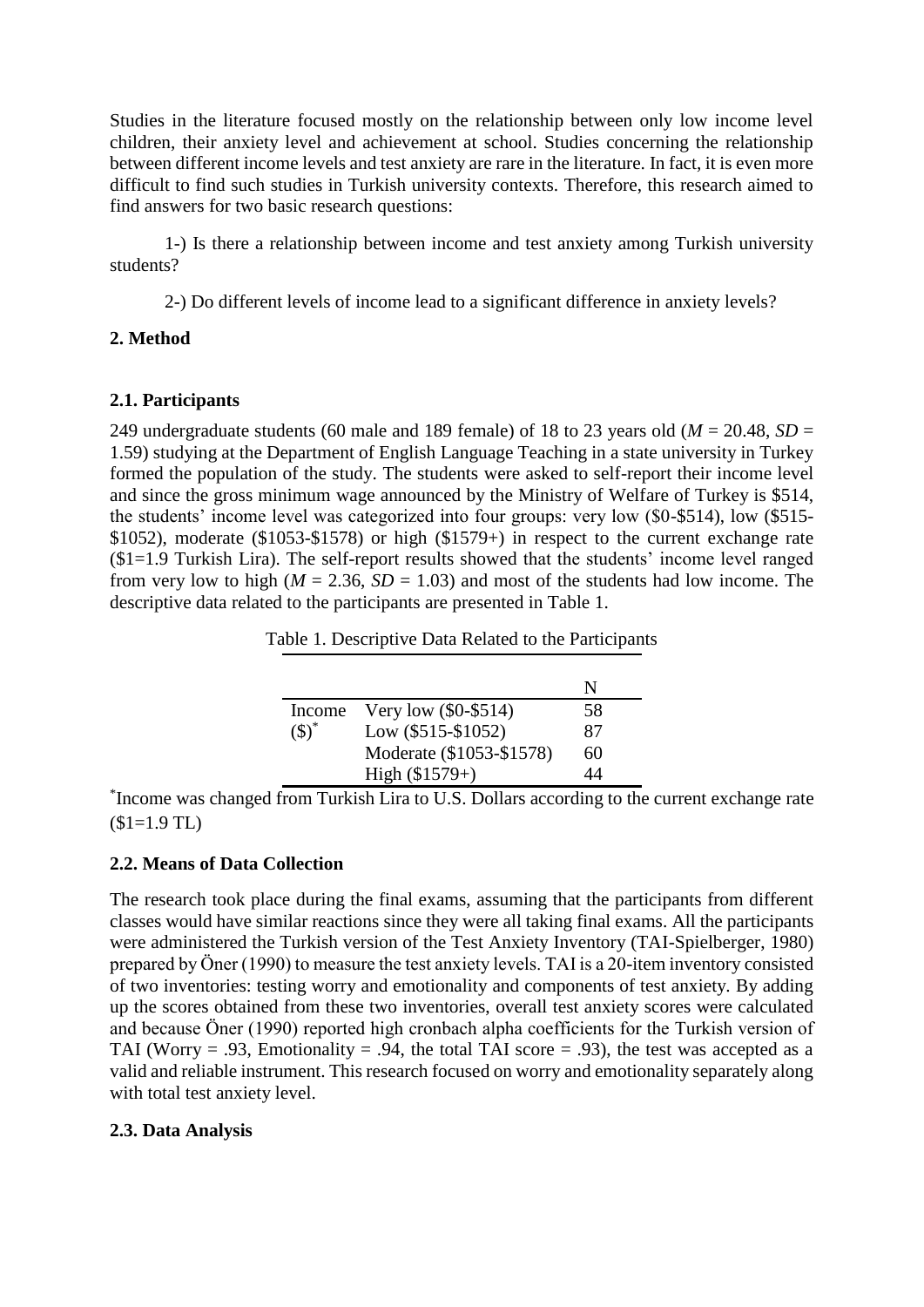Studies in the literature focused mostly on the relationship between only low income level children, their anxiety level and achievement at school. Studies concerning the relationship between different income levels and test anxiety are rare in the literature. In fact, it is even more difficult to find such studies in Turkish university contexts. Therefore, this research aimed to find answers for two basic research questions:

1-) Is there a relationship between income and test anxiety among Turkish university students?

2-) Do different levels of income lead to a significant difference in anxiety levels?

## 2. Method

### 2.1. Participants

249 undergraduate students (60 male and 189 female) of 18 to 23 years old ($M$ = 20.48, $SD$ = 1.59) studying at the Department of English Language Teaching in a state university in Turkey formed the population of the study. The students were asked to self-report their income level and since the gross minimum wage announced by the Ministry of Welfare of Turkey is $514, the students' income level was categorized into four groups: very low ($0-$514), low ($515-$1052), moderate ($1053-$1578) or high ($1579+) in respect to the current exchange rate ($1=1.9 Turkish Lira). The self-report results showed that the students' income level ranged from very low to high ($M$ = 2.36, $SD$ = 1.03) and most of the students had low income. The descriptive data related to the participants are presented in Table 1.

Table 1. Descriptive Data Related to the Participants

| | | N |
|---|---|---|
| Income ($)* | Very low ($0-$514) | 58 |
| | Low ($515-$1052) | 87 |
| | Moderate ($1053-$1578) | 60 |
| | High ($1579+) | 44 |

*Income was changed from Turkish Lira to U.S. Dollars according to the current exchange rate ($1=1.9 TL)

### 2.2. Means of Data Collection

The research took place during the final exams, assuming that the participants from different classes would have similar reactions since they were all taking final exams. All the participants were administered the Turkish version of the Test Anxiety Inventory (TAI-Spielberger, 1980) prepared by Öner (1990) to measure the test anxiety levels. TAI is a 20-item inventory consisted of two inventories: testing worry and emotionality and components of test anxiety. By adding up the scores obtained from these two inventories, overall test anxiety scores were calculated and because Öner (1990) reported high cronbach alpha coefficients for the Turkish version of TAI (Worry = .93, Emotionality = .94, the total TAI score = .93), the test was accepted as a valid and reliable instrument. This research focused on worry and emotionality separately along with total test anxiety level.

### 2.3. Data Analysis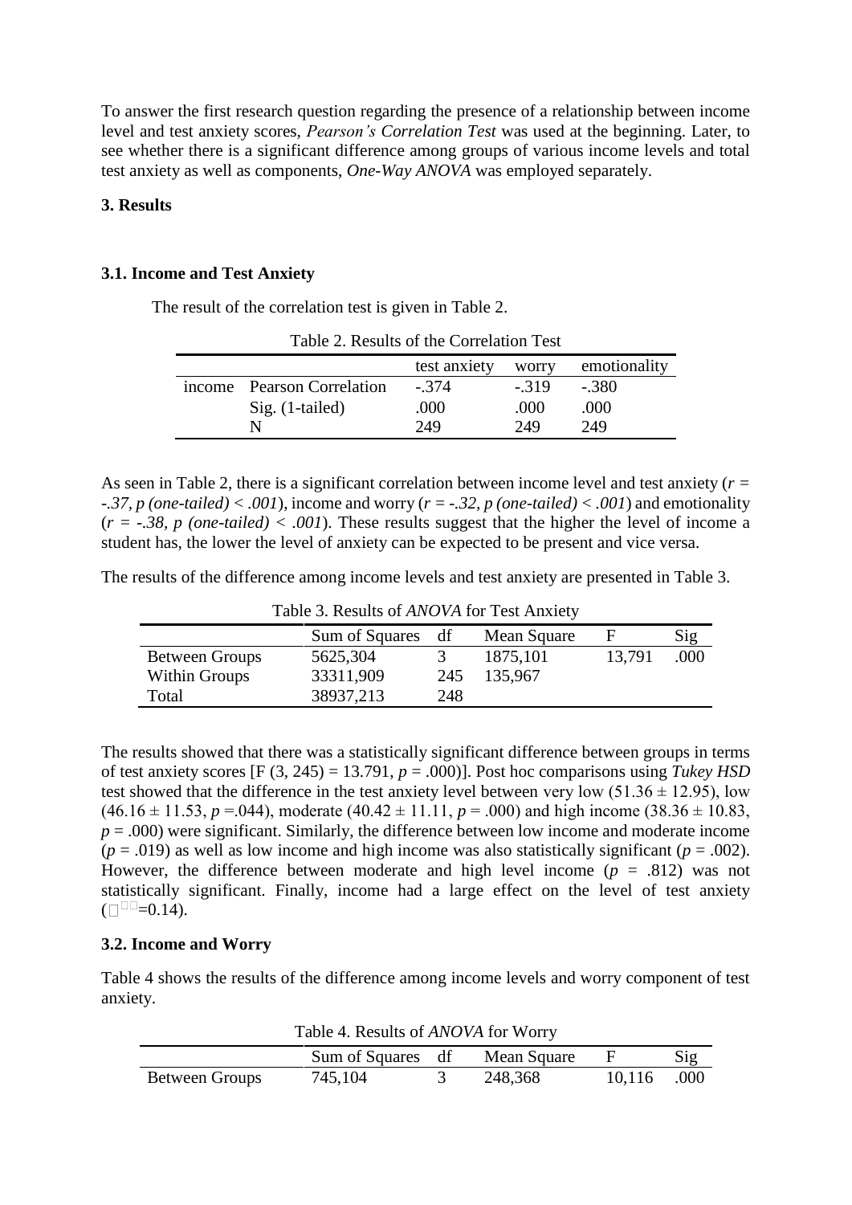To answer the first research question regarding the presence of a relationship between income level and test anxiety scores, *Pearson's Correlation Test* was used at the beginning. Later, to see whether there is a significant difference among groups of various income levels and total test anxiety as well as components, *One-Way ANOVA* was employed separately.

## 3. Results

### 3.1. Income and Test Anxiety

The result of the correlation test is given in Table 2.

Table 2. Results of the Correlation Test

| | | test anxiety | worry | emotionality |
|---|---|---|---|---|
| income | Pearson Correlation | -.374 | -.319 | -.380 |
| | Sig. (1-tailed) | .000 | .000 | .000 |
| | N | 249 | 249 | 249 |

As seen in Table 2, there is a significant correlation between income level and test anxiety ($r = -.37$, *p (one-tailed)* $< .001$), income and worry ($r = -.32$, *p (one-tailed)* $< .001$) and emotionality ($r = -.38$, *p (one-tailed)* $< .001$). These results suggest that the higher the level of income a student has, the lower the level of anxiety can be expected to be present and vice versa.

The results of the difference among income levels and test anxiety are presented in Table 3.

Table 3. Results of *ANOVA* for Test Anxiety

| | Sum of Squares | df | Mean Square | F | Sig |
|---|---|---|---|---|---|
| Between Groups | 5625,304 | 3 | 1875,101 | 13,791 | .000 |
| Within Groups | 33311,909 | 245 | 135,967 | | |
| Total | 38937,213 | 248 | | | |

The results showed that there was a statistically significant difference between groups in terms of test anxiety scores [F (3, 245) = 13.791, $p$ = .000)]. Post hoc comparisons using *Tukey HSD* test showed that the difference in the test anxiety level between very low (51.36 ± 12.95), low (46.16 ± 11.53, $p$ =.044), moderate (40.42 ± 11.11, $p$ = .000) and high income (38.36 ± 10.83, $p$ = .000) were significant. Similarly, the difference between low income and moderate income ($p$ = .019) as well as low income and high income was also statistically significant ($p$ = .002). However, the difference between moderate and high level income ($p$ = .812) was not statistically significant. Finally, income had a large effect on the level of test anxiety ($\eta^2$=0.14).

### 3.2. Income and Worry

Table 4 shows the results of the difference among income levels and worry component of test anxiety.

Table 4. Results of *ANOVA* for Worry

| | Sum of Squares | df | Mean Square | F | Sig |
|---|---|---|---|---|---|
| Between Groups | 745,104 | 3 | 248,368 | 10,116 | .000 |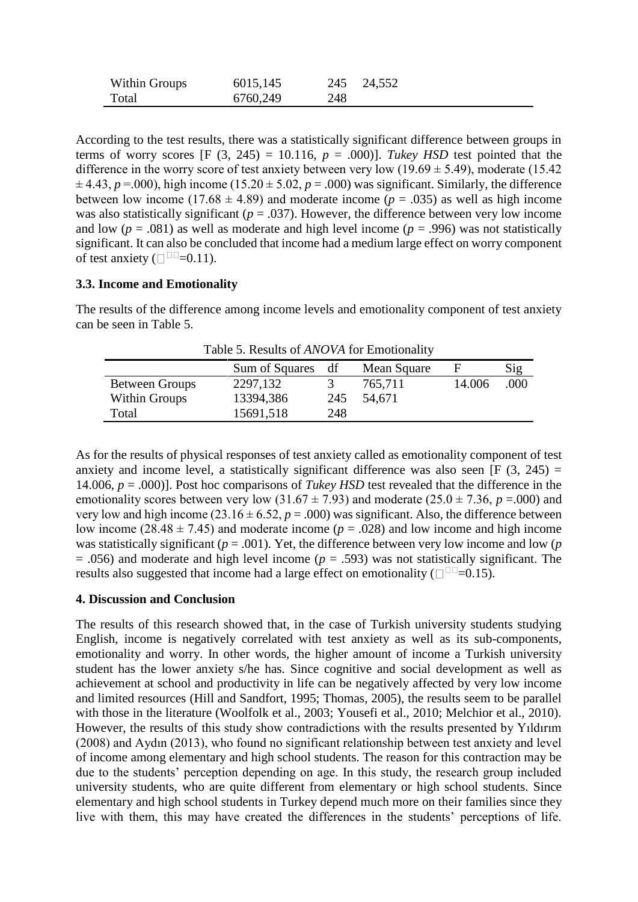| | Sum of Squares | df | Mean Square | F | Sig |
|---|---|---|---|---|---|
| Within Groups | 6015,145 | 245 | 24,552 | | |
| Total | 6760,249 | 248 | | | |

According to the test results, there was a statistically significant difference between groups in terms of worry scores [F (3, 245) = 10.116, $p$ = .000)]. *Tukey HSD* test pointed that the difference in the worry score of test anxiety between very low (19.69 ± 5.49), moderate (15.42 ± 4.43, $p$ =.000), high income (15.20 ± 5.02, $p$ = .000) was significant. Similarly, the difference between low income (17.68 ± 4.89) and moderate income ($p$ = .035) as well as high income was also statistically significant ($p$ = .037). However, the difference between very low income and low ($p$ = .081) as well as moderate and high level income ($p$ = .996) was not statistically significant. It can also be concluded that income had a medium large effect on worry component of test anxiety ($\eta^2$=0.11).

### 3.3. Income and Emotionality

The results of the difference among income levels and emotionality component of test anxiety can be seen in Table 5.

Table 5. Results of *ANOVA* for Emotionality

| | Sum of Squares | df | Mean Square | F | Sig |
|---|---|---|---|---|---|
| Between Groups | 2297,132 | 3 | 765,711 | 14.006 | .000 |
| Within Groups | 13394,386 | 245 | 54,671 | | |
| Total | 15691,518 | 248 | | | |

As for the results of physical responses of test anxiety called as emotionality component of test anxiety and income level, a statistically significant difference was also seen [F (3, 245) = 14.006, $p$ = .000)]. Post hoc comparisons of *Tukey HSD* test revealed that the difference in the emotionality scores between very low (31.67 ± 7.93) and moderate (25.0 ± 7.36, $p$ =.000) and very low and high income (23.16 ± 6.52, $p$ = .000) was significant. Also, the difference between low income (28.48 ± 7.45) and moderate income ($p$ = .028) and low income and high income was statistically significant ($p$ = .001). Yet, the difference between very low income and low ($p$ = .056) and moderate and high level income ($p$ = .593) was not statistically significant. The results also suggested that income had a large effect on emotionality ($\eta^2$=0.15).

## 4. Discussion and Conclusion

The results of this research showed that, in the case of Turkish university students studying English, income is negatively correlated with test anxiety as well as its sub-components, emotionality and worry. In other words, the higher amount of income a Turkish university student has the lower anxiety s/he has. Since cognitive and social development as well as achievement at school and productivity in life can be negatively affected by very low income and limited resources (Hill and Sandfort, 1995; Thomas, 2005), the results seem to be parallel with those in the literature (Woolfolk et al., 2003; Yousefi et al., 2010; Melchior et al., 2010). However, the results of this study show contradictions with the results presented by Yıldırım (2008) and Aydın (2013), who found no significant relationship between test anxiety and level of income among elementary and high school students. The reason for this contraction may be due to the students' perception depending on age. In this study, the research group included university students, who are quite different from elementary or high school students. Since elementary and high school students in Turkey depend much more on their families since they live with them, this may have created the differences in the students' perceptions of life.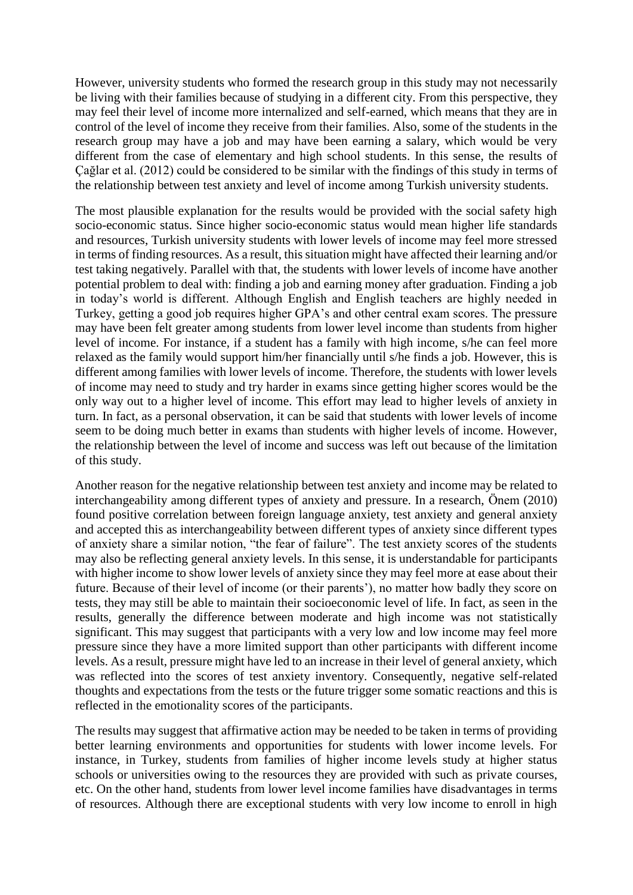However, university students who formed the research group in this study may not necessarily be living with their families because of studying in a different city. From this perspective, they may feel their level of income more internalized and self-earned, which means that they are in control of the level of income they receive from their families. Also, some of the students in the research group may have a job and may have been earning a salary, which would be very different from the case of elementary and high school students. In this sense, the results of Çağlar et al. (2012) could be considered to be similar with the findings of this study in terms of the relationship between test anxiety and level of income among Turkish university students.

The most plausible explanation for the results would be provided with the social safety high socio-economic status. Since higher socio-economic status would mean higher life standards and resources, Turkish university students with lower levels of income may feel more stressed in terms of finding resources. As a result, this situation might have affected their learning and/or test taking negatively. Parallel with that, the students with lower levels of income have another potential problem to deal with: finding a job and earning money after graduation. Finding a job in today's world is different. Although English and English teachers are highly needed in Turkey, getting a good job requires higher GPA's and other central exam scores. The pressure may have been felt greater among students from lower level income than students from higher level of income. For instance, if a student has a family with high income, s/he can feel more relaxed as the family would support him/her financially until s/he finds a job. However, this is different among families with lower levels of income. Therefore, the students with lower levels of income may need to study and try harder in exams since getting higher scores would be the only way out to a higher level of income. This effort may lead to higher levels of anxiety in turn. In fact, as a personal observation, it can be said that students with lower levels of income seem to be doing much better in exams than students with higher levels of income. However, the relationship between the level of income and success was left out because of the limitation of this study.

Another reason for the negative relationship between test anxiety and income may be related to interchangeability among different types of anxiety and pressure. In a research, Önem (2010) found positive correlation between foreign language anxiety, test anxiety and general anxiety and accepted this as interchangeability between different types of anxiety since different types of anxiety share a similar notion, "the fear of failure". The test anxiety scores of the students may also be reflecting general anxiety levels. In this sense, it is understandable for participants with higher income to show lower levels of anxiety since they may feel more at ease about their future. Because of their level of income (or their parents'), no matter how badly they score on tests, they may still be able to maintain their socioeconomic level of life. In fact, as seen in the results, generally the difference between moderate and high income was not statistically significant. This may suggest that participants with a very low and low income may feel more pressure since they have a more limited support than other participants with different income levels. As a result, pressure might have led to an increase in their level of general anxiety, which was reflected into the scores of test anxiety inventory. Consequently, negative self-related thoughts and expectations from the tests or the future trigger some somatic reactions and this is reflected in the emotionality scores of the participants.

The results may suggest that affirmative action may be needed to be taken in terms of providing better learning environments and opportunities for students with lower income levels. For instance, in Turkey, students from families of higher income levels study at higher status schools or universities owing to the resources they are provided with such as private courses, etc. On the other hand, students from lower level income families have disadvantages in terms of resources. Although there are exceptional students with very low income to enroll in high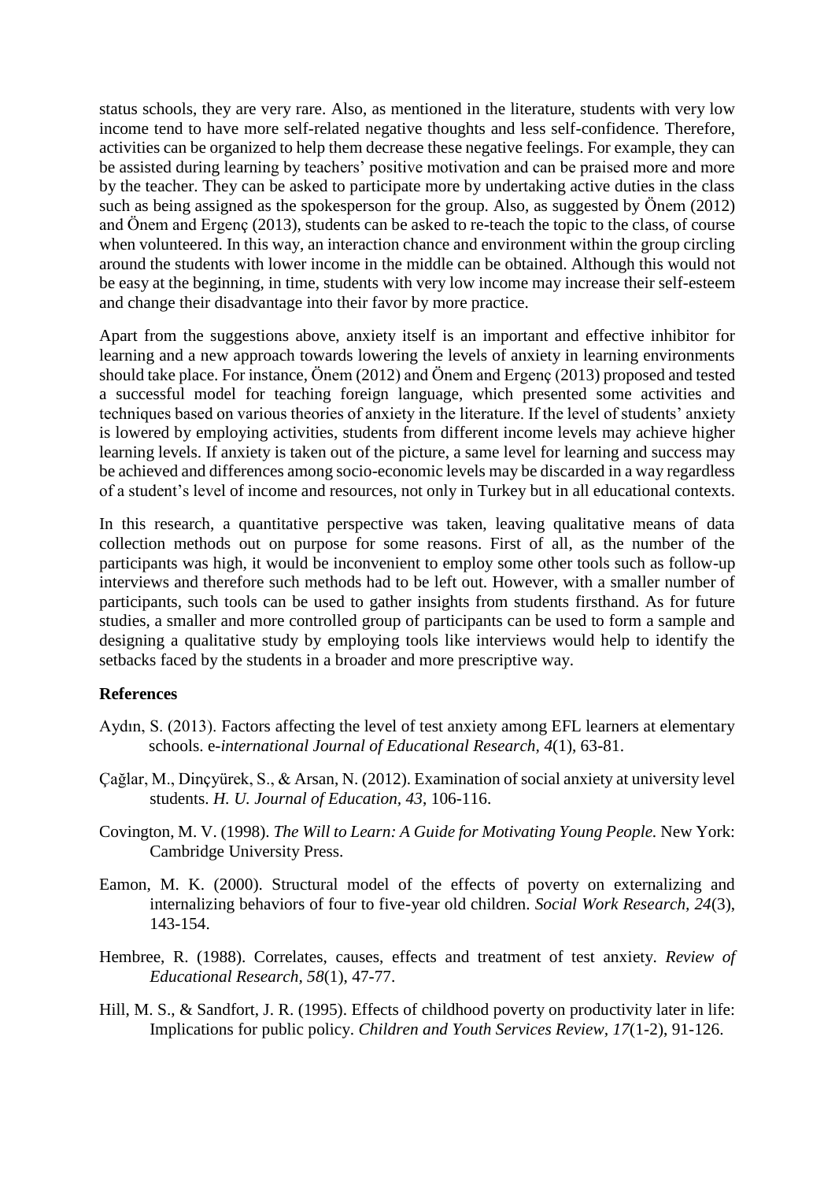status schools, they are very rare. Also, as mentioned in the literature, students with very low income tend to have more self-related negative thoughts and less self-confidence. Therefore, activities can be organized to help them decrease these negative feelings. For example, they can be assisted during learning by teachers' positive motivation and can be praised more and more by the teacher. They can be asked to participate more by undertaking active duties in the class such as being assigned as the spokesperson for the group. Also, as suggested by Önem (2012) and Önem and Ergenç (2013), students can be asked to re-teach the topic to the class, of course when volunteered. In this way, an interaction chance and environment within the group circling around the students with lower income in the middle can be obtained. Although this would not be easy at the beginning, in time, students with very low income may increase their self-esteem and change their disadvantage into their favor by more practice.

Apart from the suggestions above, anxiety itself is an important and effective inhibitor for learning and a new approach towards lowering the levels of anxiety in learning environments should take place. For instance, Önem (2012) and Önem and Ergenç (2013) proposed and tested a successful model for teaching foreign language, which presented some activities and techniques based on various theories of anxiety in the literature. If the level of students' anxiety is lowered by employing activities, students from different income levels may achieve higher learning levels. If anxiety is taken out of the picture, a same level for learning and success may be achieved and differences among socio-economic levels may be discarded in a way regardless of a student's level of income and resources, not only in Turkey but in all educational contexts.

In this research, a quantitative perspective was taken, leaving qualitative means of data collection methods out on purpose for some reasons. First of all, as the number of the participants was high, it would be inconvenient to employ some other tools such as follow-up interviews and therefore such methods had to be left out. However, with a smaller number of participants, such tools can be used to gather insights from students firsthand. As for future studies, a smaller and more controlled group of participants can be used to form a sample and designing a qualitative study by employing tools like interviews would help to identify the setbacks faced by the students in a broader and more prescriptive way.

**References**

Aydın, S. (2013). Factors affecting the level of test anxiety among EFL learners at elementary schools. e-*international Journal of Educational Research*, *4*(1), 63-81.

Çağlar, M., Dinçyürek, S., & Arsan, N. (2012). Examination of social anxiety at university level students. *H. U. Journal of Education*, *43*, 106-116.

Covington, M. V. (1998). *The Will to Learn: A Guide for Motivating Young People.* New York: Cambridge University Press.

Eamon, M. K. (2000). Structural model of the effects of poverty on externalizing and internalizing behaviors of four to five-year old children. *Social Work Research, 24*(3), 143-154.

Hembree, R. (1988). Correlates, causes, effects and treatment of test anxiety. *Review of Educational Research, 58*(1), 47-77.

Hill, M. S., & Sandfort, J. R. (1995). Effects of childhood poverty on productivity later in life: Implications for public policy. *Children and Youth Services Review, 17*(1-2), 91-126.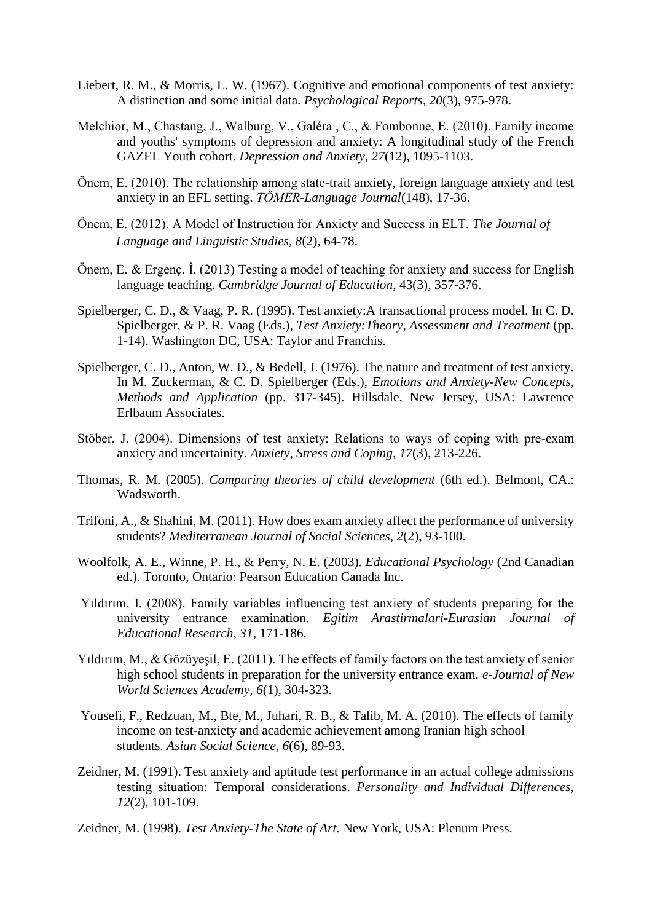Liebert, R. M., & Morris, L. W. (1967). Cognitive and emotional components of test anxiety: A distinction and some initial data. *Psychological Reports, 20*(3), 975-978.

Melchior, M., Chastang, J., Walburg, V., Galéra , C., & Fombonne, E. (2010). Family income and youths' symptoms of depression and anxiety: A longitudinal study of the French GAZEL Youth cohort. *Depression and Anxiety, 27*(12), 1095-1103.

Önem, E. (2010). The relationship among state-trait anxiety, foreign language anxiety and test anxiety in an EFL setting. *TÖMER-Language Journal*(148), 17-36.

Önem, E. (2012). A Model of Instruction for Anxiety and Success in ELT. *The Journal of Language and Linguistic Studies, 8*(2), 64-78.

Önem, E. & Ergenç, İ. (2013) Testing a model of teaching for anxiety and success for English language teaching. *Cambridge Journal of Education*, 43(3), 357-376.

Spielberger, C. D., & Vaag, P. R. (1995). Test anxiety:A transactional process model. In C. D. Spielberger, & P. R. Vaag (Eds.), *Test Anxiety:Theory, Assessment and Treatment* (pp. 1-14). Washington DC, USA: Taylor and Franchis.

Spielberger, C. D., Anton, W. D., & Bedell, J. (1976). The nature and treatment of test anxiety. In M. Zuckerman, & C. D. Spielberger (Eds.), *Emotions and Anxiety-New Concepts, Methods and Application* (pp. 317-345). Hillsdale, New Jersey, USA: Lawrence Erlbaum Associates.

Stöber, J. (2004). Dimensions of test anxiety: Relations to ways of coping with pre-exam anxiety and uncertainity. *Anxiety, Stress and Coping, 17*(3), 213-226.

Thomas, R. M. (2005). *Comparing theories of child development* (6th ed.). Belmont, CA.: Wadsworth.

Trifoni, A., & Shahini, M. (2011). How does exam anxiety affect the performance of university students? *Mediterranean Journal of Social Sciences, 2*(2), 93-100.

Woolfolk, A. E., Winne, P. H., & Perry, N. E. (2003). *Educational Psychology* (2nd Canadian ed.). Toronto, Ontario: Pearson Education Canada Inc.

Yıldırım, I. (2008). Family variables influencing test anxiety of students preparing for the university entrance examination. *Egitim Arastirmalari-Eurasian Journal of Educational Research, 31*, 171-186.

Yıldırım, M., & Gözüyeşil, E. (2011). The effects of family factors on the test anxiety of senior high school students in preparation for the university entrance exam. *e-Journal of New World Sciences Academy, 6*(1), 304-323.

Yousefi, F., Redzuan, M., Bte, M., Juhari, R. B., & Talib, M. A. (2010). The effects of family income on test-anxiety and academic achievement among Iranian high school students. *Asian Social Science, 6*(6), 89-93.

Zeidner, M. (1991). Test anxiety and aptitude test performance in an actual college admissions testing situation: Temporal considerations. *Personality and Individual Differences, 12*(2), 101-109.

Zeidner, M. (1998). *Test Anxiety-The State of Art.* New York, USA: Plenum Press.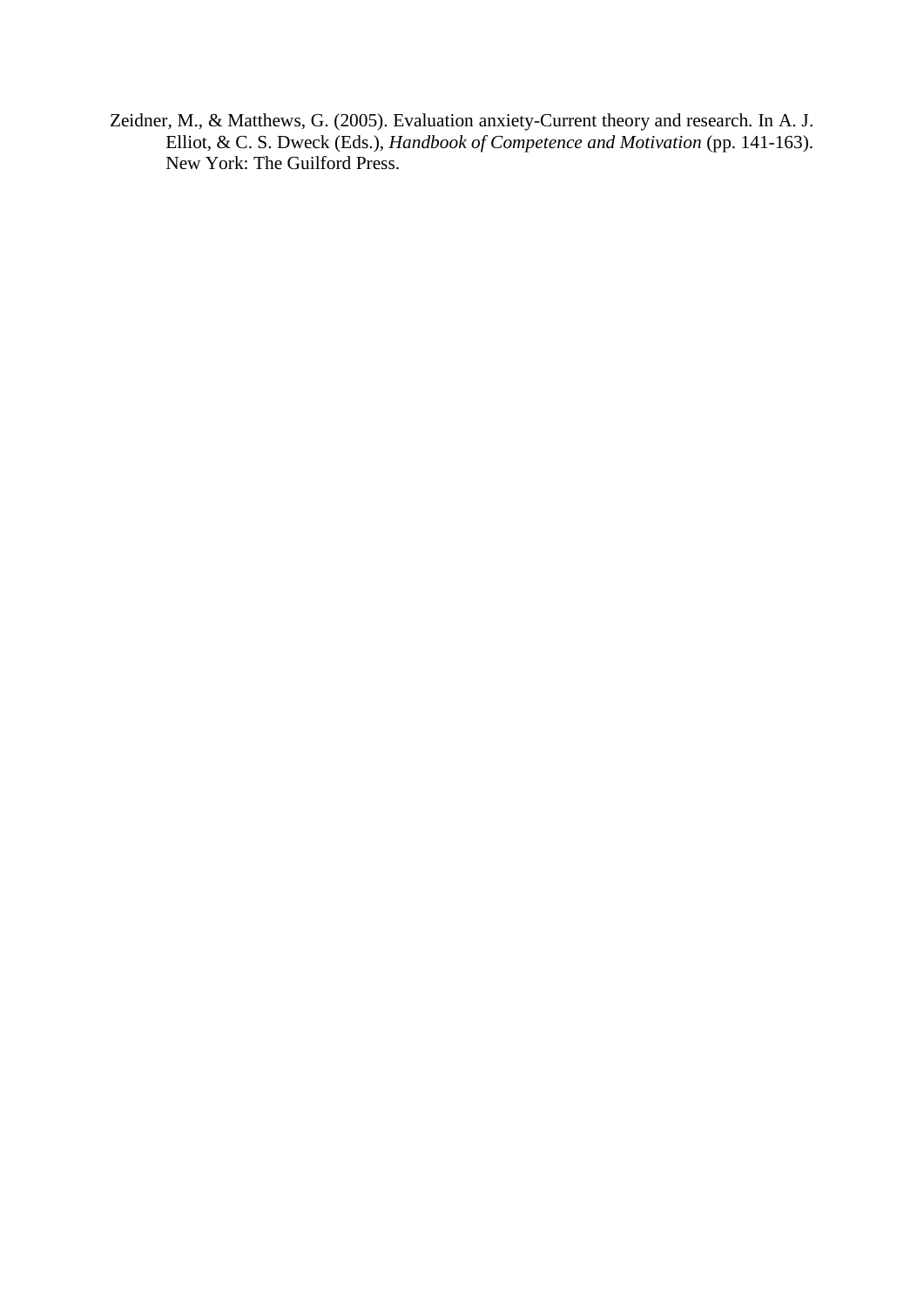Zeidner, M., & Matthews, G. (2005). Evaluation anxiety-Current theory and research. In A. J. Elliot, & C. S. Dweck (Eds.), *Handbook of Competence and Motivation* (pp. 141-163). New York: The Guilford Press.